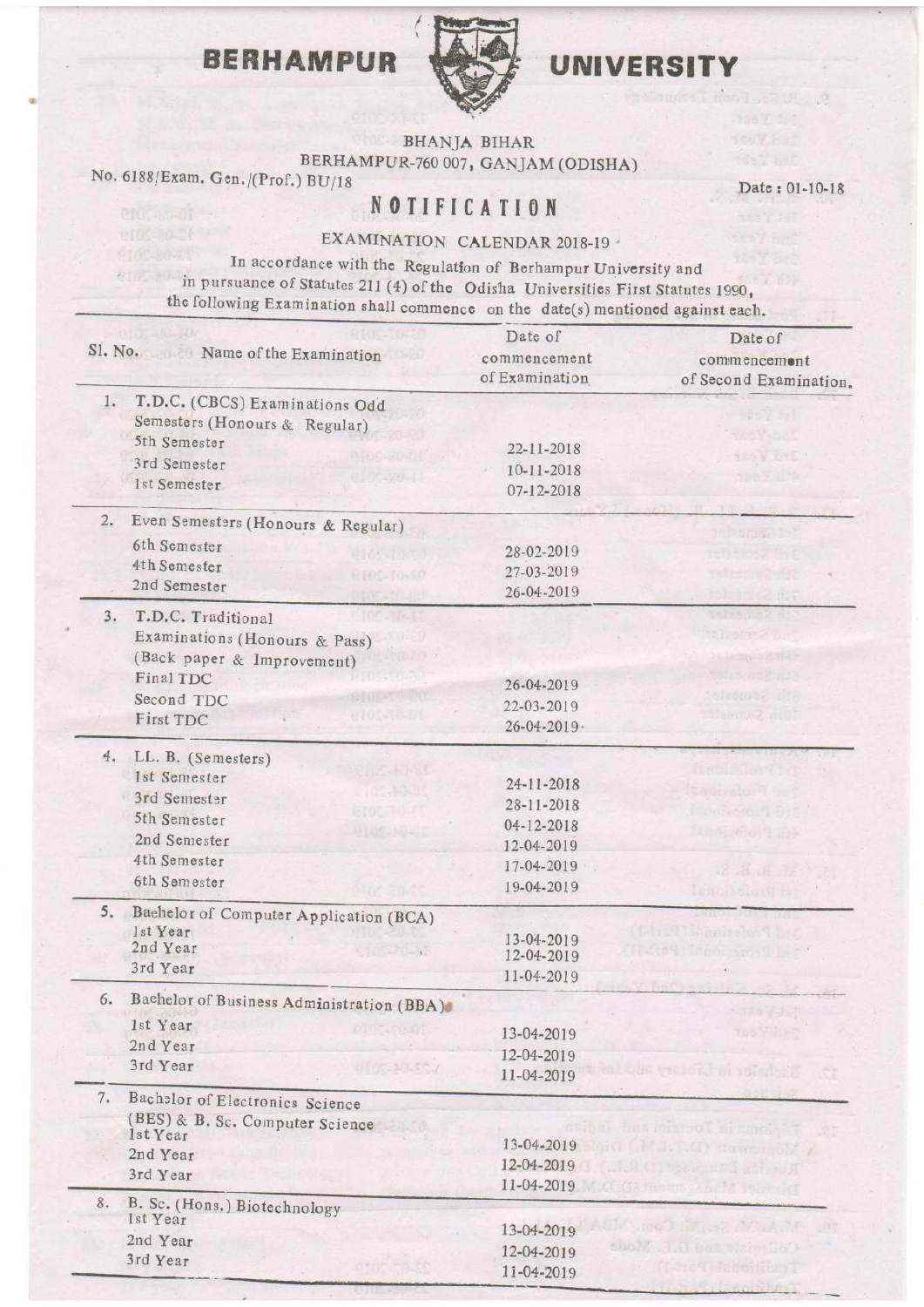# BERHAMPUR UNIVERSITY

BHANJA BIHAR
BERHAMPUR-760 007, GANJAM (ODISHA)

No. 6188/Exam. Gen./(Prof.) BU/18

Date : 01-10-18

## NOTIFICATION

EXAMINATION CALENDAR 2018-19

In accordance with the Regulation of Berhampur University and in pursuance of Statutes 211 (4) of the Odisha Universities First Statutes 1990, the following Examination shall commence on the date(s) mentioned against each.

| Sl. No. | Name of the Examination | Date of commencement of Examination | Date of commencement of Second Examination. |
|---|---|---|---|
| 1. | T.D.C. (CBCS) Examinations Odd Semesters (Honours & Regular) | | |
| | 5th Semester | 22-11-2018 | |
| | 3rd Semester | 10-11-2018 | |
| | 1st Semester | 07-12-2018 | |
| 2. | Even Semesters (Honours & Regular) | | |
| | 6th Semester | 28-02-2019 | |
| | 4th Semester | 27-03-2019 | |
| | 2nd Semester | 26-04-2019 | |
| 3. | T.D.C. Traditional Examinations (Honours & Pass) (Back paper & Improvement) | | |
| | Final TDC | 26-04-2019 | |
| | Second TDC | 22-03-2019 | |
| | First TDC | 26-04-2019 | |
| 4. | LL. B. (Semesters) | | |
| | 1st Semester | 24-11-2018 | |
| | 3rd Semester | 28-11-2018 | |
| | 5th Semester | 04-12-2018 | |
| | 2nd Semester | 12-04-2019 | |
| | 4th Semester | 17-04-2019 | |
| | 6th Semester | 19-04-2019 | |
| 5. | Bachelor of Computer Application (BCA) | | |
| | 1st Year | 13-04-2019 | |
| | 2nd Year | 12-04-2019 | |
| | 3rd Year | 11-04-2019 | |
| 6. | Bachelor of Business Administration (BBA) | | |
| | 1st Year | 13-04-2019 | |
| | 2nd Year | 12-04-2019 | |
| | 3rd Year | 11-04-2019 | |
| 7. | Bachelor of Electronics Science (BES) & B. Sc. Computer Science | | |
| | 1st Year | 13-04-2019 | |
| | 2nd Year | 12-04-2019 | |
| | 3rd Year | 11-04-2019 | |
| 8. | B. Sc. (Hons.) Biotechnology | | |
| | 1st Year | 13-04-2019 | |
| | 2nd Year | 12-04-2019 | |
| | 3rd Year | 11-04-2019 | |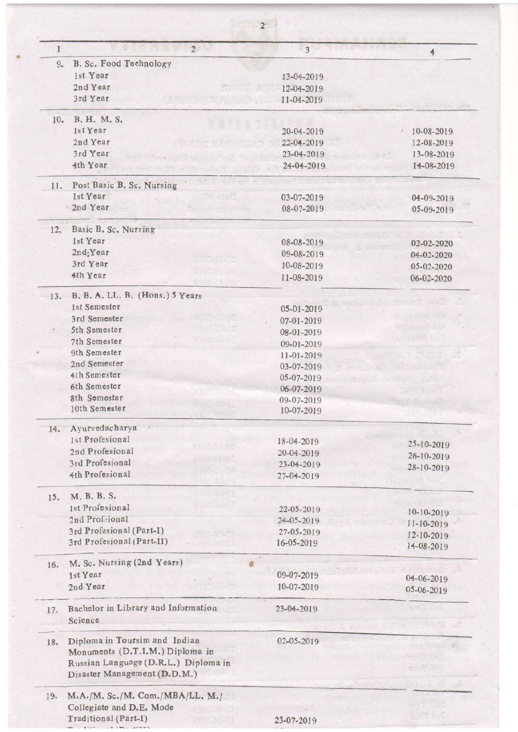| 1 | 2 | 3 | 4 |
|---|---|---|---|
| 9. | B. Sc. Food Technology | | |
| | 1st Year | 13-04-2019 | |
| | 2nd Year | 12-04-2019 | |
| | 3rd Year | 11-04-2019 | |
| 10. | B. H. M. S. | | |
| | 1st Year | 20-04-2019 | 10-08-2019 |
| | 2nd Year | 22-04-2019 | 12-08-2019 |
| | 3rd Year | 23-04-2019 | 13-08-2019 |
| | 4th Year | 24-04-2019 | 14-08-2019 |
| 11. | Post Basic B. Sc. Nursing | | |
| | 1st Year | 03-07-2019 | 04-09-2019 |
| | 2nd Year | 08-07-2019 | 05-09-2019 |
| 12. | Basic B. Sc. Nursing | | |
| | 1st Year | 08-08-2019 | 02-02-2020 |
| | 2nd Year | 09-08-2019 | 04-02-2020 |
| | 3rd Year | 10-08-2019 | 05-02-2020 |
| | 4th Year | 11-08-2019 | 06-02-2020 |
| 13. | B. B. A. LL. B. (Hons.) 5 Years | | |
| | 1st Semester | 05-01-2019 | |
| | 3rd Semester | 07-01-2019 | |
| | 5th Semester | 08-01-2019 | |
| | 7th Semester | 09-01-2019 | |
| | 9th Semester | 11-01-2019 | |
| | 2nd Semester | 03-07-2019 | |
| | 4th Semester | 05-07-2019 | |
| | 6th Semester | 06-07-2019 | |
| | 8th Semester | 09-07-2019 | |
| | 10th Semester | 10-07-2019 | |
| 14. | Ayurvedacharya | | |
| | 1st Profesional | 18-04-2019 | 25-10-2019 |
| | 2nd Profesional | 20-04-2019 | 26-10-2019 |
| | 3rd Profesional | 23-04-2019 | 28-10-2019 |
| | 4th Profesional | 27-04-2019 | |
| 15. | M. B. B. S. | | |
| | 1st Profesional | 22-05-2019 | 10-10-2019 |
| | 2nd Profeional | 24-05-2019 | 11-10-2019 |
| | 3rd Profesional (Part-I) | 27-05-2019 | 12-10-2019 |
| | 3rd Profesional (Part-II) | 16-05-2019 | 14-08-2019 |
| 16. | M. Sc. Nursing (2nd Years) | | |
| | 1st Year | 09-07-2019 | 04-06-2019 |
| | 2nd Year | 10-07-2019 | 05-06-2019 |
| 17. | Bachelor in Library and Information Science | 23-04-2019 | |
| 18. | Diploma in Toursim and Indian Monuments (D.T.I.M.) Diploma in Russian Language (D.R.L.) Diploma in Disaster Management (D.D.M.) | 02-05-2019 | |
| 19. | M.A./M. Sc./M. Com./MBA/LL. M./ Collegiate and D.E. Mode | | |
| | Traditional (Part-I) | 23-07-2019 | |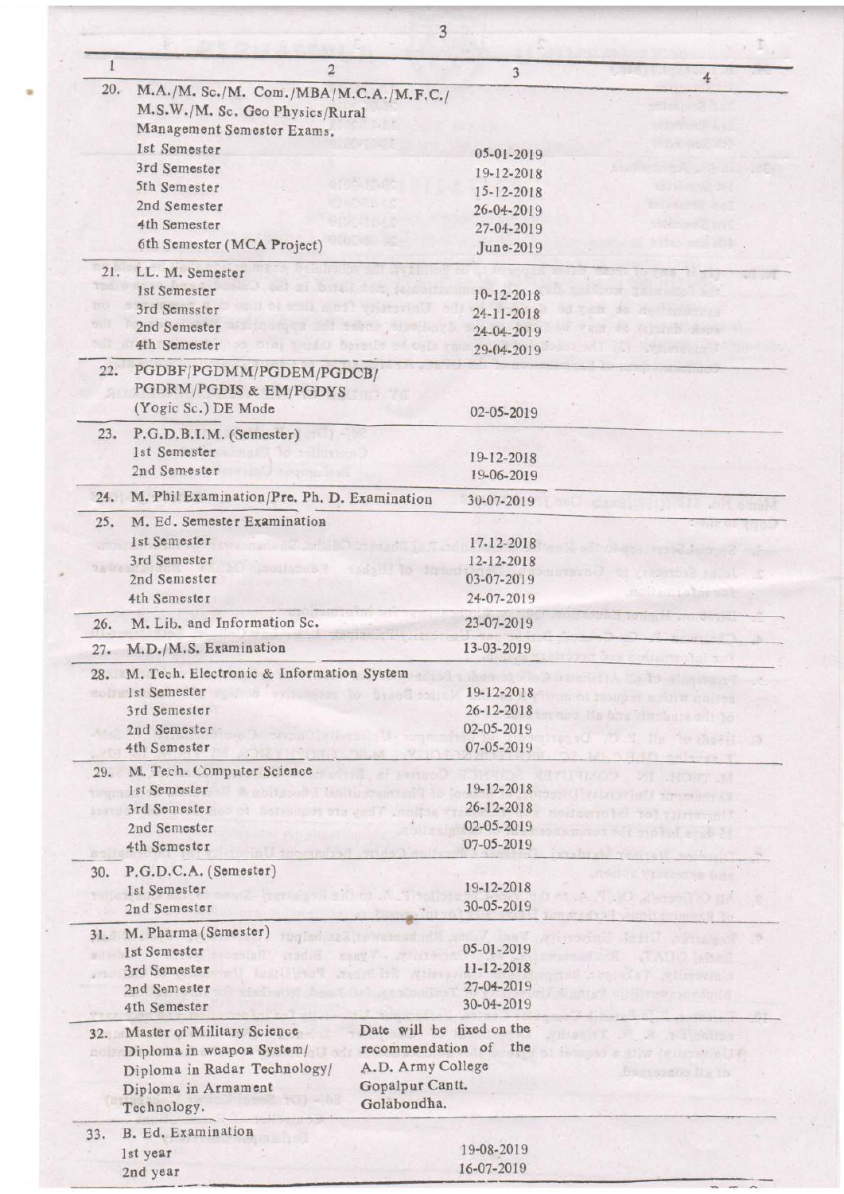| 1 | 2 | 3 | 4 |
|---|---|---|---|
| 20. | M.A./M. Sc./M. Com./MBA/M.C.A./M.F.C./ M.S.W./M. Sc. Geo Physics/Rural Management Semester Exams. | | |
| | 1st Semester | 05-01-2019 | |
| | 3rd Semester | 19-12-2018 | |
| | 5th Semester | 15-12-2018 | |
| | 2nd Semester | 26-04-2019 | |
| | 4th Semester | 27-04-2019 | |
| | 6th Semester (MCA Project) | June-2019 | |
| 21. | LL. M. Semester | | |
| | 1st Semester | 10-12-2018 | |
| | 3rd Semester | 24-11-2018 | |
| | 2nd Semester | 24-04-2019 | |
| | 4th Semester | 29-04-2019 | |
| 22. | PGDBF/PGDMM/PGDEM/PGDCB/ PGDRM/PGDIS & EM/PGDYS (Yogic Sc.) DE Mode | 02-05-2019 | |
| 23. | P.G.D.B.I.M. (Semester) | | |
| | 1st Semester | 19-12-2018 | |
| | 2nd Semester | 19-06-2019 | |
| 24. | M. Phil Examination/Pre. Ph. D. Examination | 30-07-2019 | |
| 25. | M. Ed. Semester Examination | | |
| | 1st Semester | 17-12-2018 | |
| | 3rd Semester | 12-12-2018 | |
| | 2nd Semester | 03-07-2019 | |
| | 4th Semester | 24-07-2019 | |
| 26. | M. Lib. and Information Sc. | 23-07-2019 | |
| 27. | M.D./M.S. Examination | 13-03-2019 | |
| 28. | M. Tech. Electronic & Information System | | |
| | 1st Semester | 19-12-2018 | |
| | 3rd Semester | 26-12-2018 | |
| | 2nd Semester | 02-05-2019 | |
| | 4th Semester | 07-05-2019 | |
| 29. | M. Tech. Computer Science | | |
| | 1st Semester | 19-12-2018 | |
| | 3rd Semester | 26-12-2018 | |
| | 2nd Semester | 02-05-2019 | |
| | 4th Semester | 07-05-2019 | |
| 30. | P.G.D.C.A. (Semester) | | |
| | 1st Semester | 19-12-2018 | |
| | 2nd Semester | 30-05-2019 | |
| 31. | M. Pharma (Semester) | | |
| | 1st Semester | 05-01-2019 | |
| | 3rd Semester | 11-12-2018 | |
| | 2nd Semester | 27-04-2019 | |
| | 4th Semester | 30-04-2019 | |
| 32. | Master of Military Science Diploma in weapon System/ Diploma in Radar Technology/ Diploma in Armament Technology. | Date will be fixed on the recommendation of the A.D. Army College Gopalpur Cantt. Golabondha. | |
| 33. | B. Ed. Examination | | |
| | 1st year | 19-08-2019 | |
| | 2nd year | 16-07-2019 | |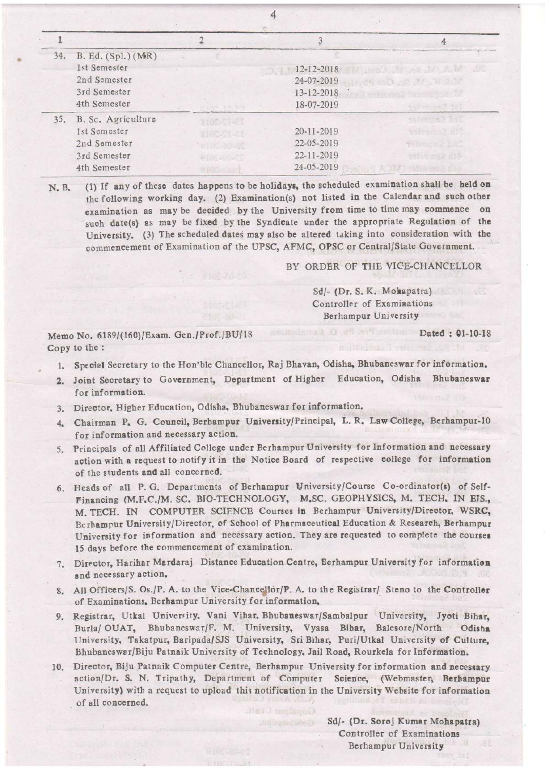| 1 | | 2 | 3 | 4 |
|---|---|---|---|---|
| 34. | B. Ed. (Spl.) (MR) | | | |
| | 1st Semester | | 12-12-2018 | |
| | 2nd Semester | | 24-07-2019 | |
| | 3rd Semester | | 13-12-2018 | |
| | 4th Semester | | 18-07-2019 | |
| 35. | B. Sc. Agriculture | | | |
| | 1st Semester | | 20-11-2019 | |
| | 2nd Semester | | 22-05-2019 | |
| | 3rd Semester | | 22-11-2019 | |
| | 4th Semester | | 24-05-2019 | |

N. B. (1) If any of these dates happens to be holidays, the scheduled examination shall be held on the following working day. (2) Examination(s) not listed in the Calendar and such other examination as may be decided by the University from time to time may commence on such date(s) as may be fixed by the Syndicate under the appropriate Regulation of the University. (3) The scheduled dates may also be altered taking into consideration with the commencement of Examination of the UPSC, AFMC, OPSC or Central/State Government.

BY ORDER OF THE VICE-CHANCELLOR

Sd/- (Dr. S. K. Mohapatra)
Controller of Examinations
Berhampur University

Memo No. 6189/(160)/Exam. Gen./Prof./BU/18 Dated : 01-10-18

Copy to the :

1. Special Secretary to the Hon'ble Chancellor, Raj Bhavan, Odisha, Bhubaneswar for information.
2. Joint Secretary to Government, Department of Higher Education, Odisha Bhubaneswar for information.
3. Director, Higher Education, Odisha, Bhubaneswar for information.
4. Chairman P. G. Council, Berhampur University/Principal, L. R. Law College, Berhampur-10 for information and necessary action.
5. Principals of all Affiliated College under Berhampur University for Information and necessary action with a request to notify it in the Notice Board of respective college for information of the students and all concerned.
6. Heads of all P. G. Departments of Berhampur University/Course Co-ordinator(s) of Self-Financing (M.F.C./M. SC. BIO-TECHNOLOGY, M.SC. GEOPHYSICS, M. TECH. IN EIS., M. TECH. IN COMPUTER SCIENCE Courses in Berhampur University/Director, WSRC, Berhampur University/Director, of School of Pharmaceutical Education & Research, Berhampur University for information and necessary action. They are requested to complete the courses 15 days before the commencement of examination.
7. Director, Harihar Mardaraj Distance Education Centre, Berhampur University for information and necessary action.
8. All Officers/S. Os./P. A. to the Vice-Chancellor/P. A. to the Registrar/ Steno to the Controller of Examinations, Berhampur University for information.
9. Registrar, Utkal University, Vani Vihar, Bhubaneswar/Sambalpur University, Jyoti Bihar, Burla/ OUAT, Bhubaneswar/F. M. University, Vyasa Bihar, Balesore/North Odisha University, Takatpur, Baripada/SJS University, Sri Bihar, Puri/Utkal University of Culture, Bhubaneswar/Biju Patnaik University of Technology, Jail Road, Rourkela for Information.
10. Director, Biju Patnaik Computer Centre, Berhampur University for information and necessary action/Dr. S. N. Tripathy, Department of Computer Science, (Webmaster, Berhampur University) with a request to upload this notification in the University Website for information of all concerned.

Sd/- (Dr. Soroj Kumar Mohapatra)
Controller of Examinations
Berhampur University